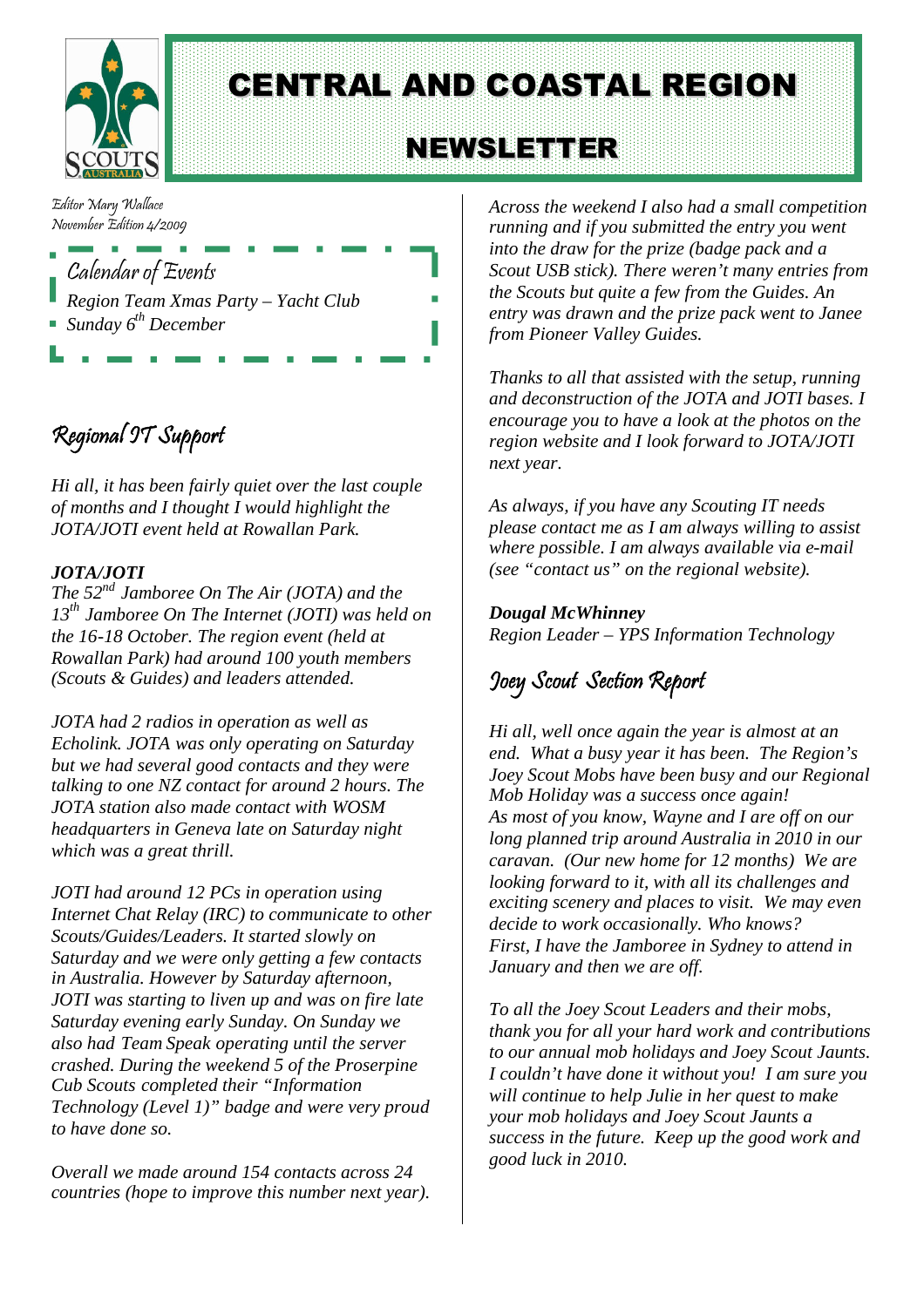# CENTRAL AND COASTAL REGION

## NEWSLETTER

Editor Mary Wallace
November Edition 4/2009

### Calendar of Events

*Region Team Xmas Party – Yacht Club*
*Sunday 6th December*

## Regional IT Support

*Hi all, it has been fairly quiet over the last couple of months and I thought I would highlight the JOTA/JOTI event held at Rowallan Park.*

***JOTA/JOTI***

*The 52nd Jamboree On The Air (JOTA) and the 13th Jamboree On The Internet (JOTI) was held on the 16-18 October. The region event (held at Rowallan Park) had around 100 youth members (Scouts & Guides) and leaders attended.*

*JOTA had 2 radios in operation as well as Echolink. JOTA was only operating on Saturday but we had several good contacts and they were talking to one NZ contact for around 2 hours. The JOTA station also made contact with WOSM headquarters in Geneva late on Saturday night which was a great thrill.*

*JOTI had around 12 PCs in operation using Internet Chat Relay (IRC) to communicate to other Scouts/Guides/Leaders. It started slowly on Saturday and we were only getting a few contacts in Australia. However by Saturday afternoon, JOTI was starting to liven up and was on fire late Saturday evening early Sunday. On Sunday we also had Team Speak operating until the server crashed. During the weekend 5 of the Proserpine Cub Scouts completed their "Information Technology (Level 1)" badge and were very proud to have done so.*

*Overall we made around 154 contacts across 24 countries (hope to improve this number next year).*

*Across the weekend I also had a small competition running and if you submitted the entry you went into the draw for the prize (badge pack and a Scout USB stick). There weren't many entries from the Scouts but quite a few from the Guides. An entry was drawn and the prize pack went to Janee from Pioneer Valley Guides.*

*Thanks to all that assisted with the setup, running and deconstruction of the JOTA and JOTI bases. I encourage you to have a look at the photos on the region website and I look forward to JOTA/JOTI next year.*

*As always, if you have any Scouting IT needs please contact me as I am always willing to assist where possible. I am always available via e-mail (see "contact us" on the regional website).*

***Dougal McWhinney***
*Region Leader – YPS Information Technology*

## Joey Scout Section Report

*Hi all, well once again the year is almost at an end. What a busy year it has been. The Region's Joey Scout Mobs have been busy and our Regional Mob Holiday was a success once again!*
*As most of you know, Wayne and I are off on our long planned trip around Australia in 2010 in our caravan. (Our new home for 12 months) We are looking forward to it, with all its challenges and exciting scenery and places to visit. We may even decide to work occasionally. Who knows?*
*First, I have the Jamboree in Sydney to attend in January and then we are off.*

*To all the Joey Scout Leaders and their mobs, thank you for all your hard work and contributions to our annual mob holidays and Joey Scout Jaunts. I couldn't have done it without you! I am sure you will continue to help Julie in her quest to make your mob holidays and Joey Scout Jaunts a success in the future. Keep up the good work and good luck in 2010.*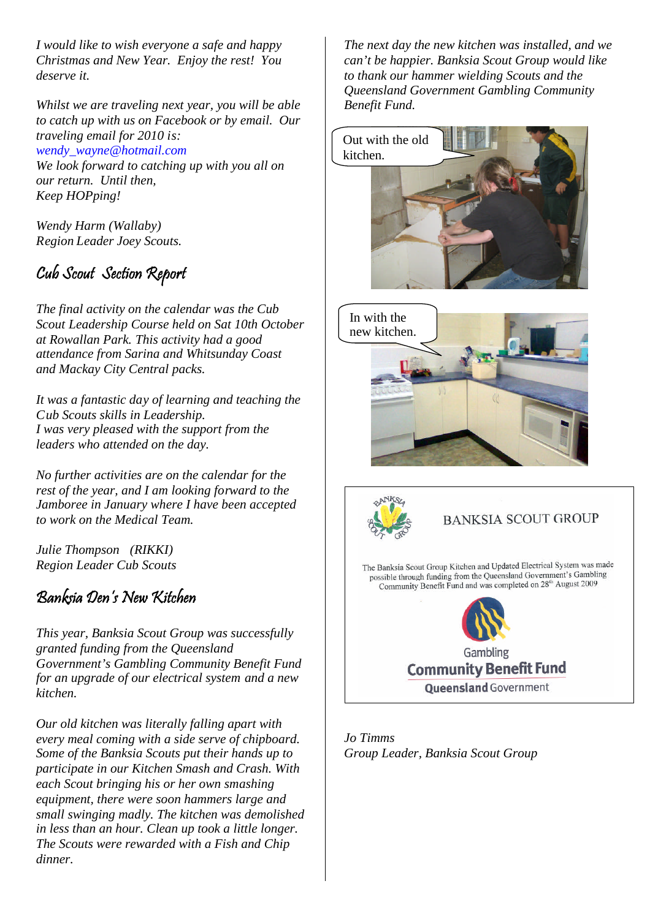*I would like to wish everyone a safe and happy Christmas and New Year. Enjoy the rest! You deserve it.*

*Whilst we are traveling next year, you will be able to catch up with us on Facebook or by email. Our traveling email for 2010 is:*
*wendy_wayne@hotmail.com*
*We look forward to catching up with you all on our return. Until then,*
*Keep HOPping!*

*Wendy Harm (Wallaby)*
*Region Leader Joey Scouts.*

## Cub Scout Section Report

*The final activity on the calendar was the Cub Scout Leadership Course held on Sat 10th October at Rowallan Park. This activity had a good attendance from Sarina and Whitsunday Coast and Mackay City Central packs.*

*It was a fantastic day of learning and teaching the Cub Scouts skills in Leadership.*
*I was very pleased with the support from the leaders who attended on the day.*

*No further activities are on the calendar for the rest of the year, and I am looking forward to the Jamboree in January where I have been accepted to work on the Medical Team.*

*Julie Thompson (RIKKI)*
*Region Leader Cub Scouts*

## Banksia Den's New Kitchen

*This year, Banksia Scout Group was successfully granted funding from the Queensland Government's Gambling Community Benefit Fund for an upgrade of our electrical system and a new kitchen.*

*Our old kitchen was literally falling apart with every meal coming with a side serve of chipboard. Some of the Banksia Scouts put their hands up to participate in our Kitchen Smash and Crash. With each Scout bringing his or her own smashing equipment, there were soon hammers large and small swinging madly. The kitchen was demolished in less than an hour. Clean up took a little longer. The Scouts were rewarded with a Fish and Chip dinner.*

*The next day the new kitchen was installed, and we can't be happier. Banksia Scout Group would like to thank our hammer wielding Scouts and the Queensland Government Gambling Community Benefit Fund.*

Out with the old kitchen.

In with the new kitchen.

BANKSIA SCOUT GROUP

The Banksia Scout Group Kitchen and Updated Electrical System was made possible through funding from the Queensland Government's Gambling Community Benefit Fund and was completed on 28th August 2009

Gambling Community Benefit Fund
Queensland Government

*Jo Timms*
*Group Leader, Banksia Scout Group*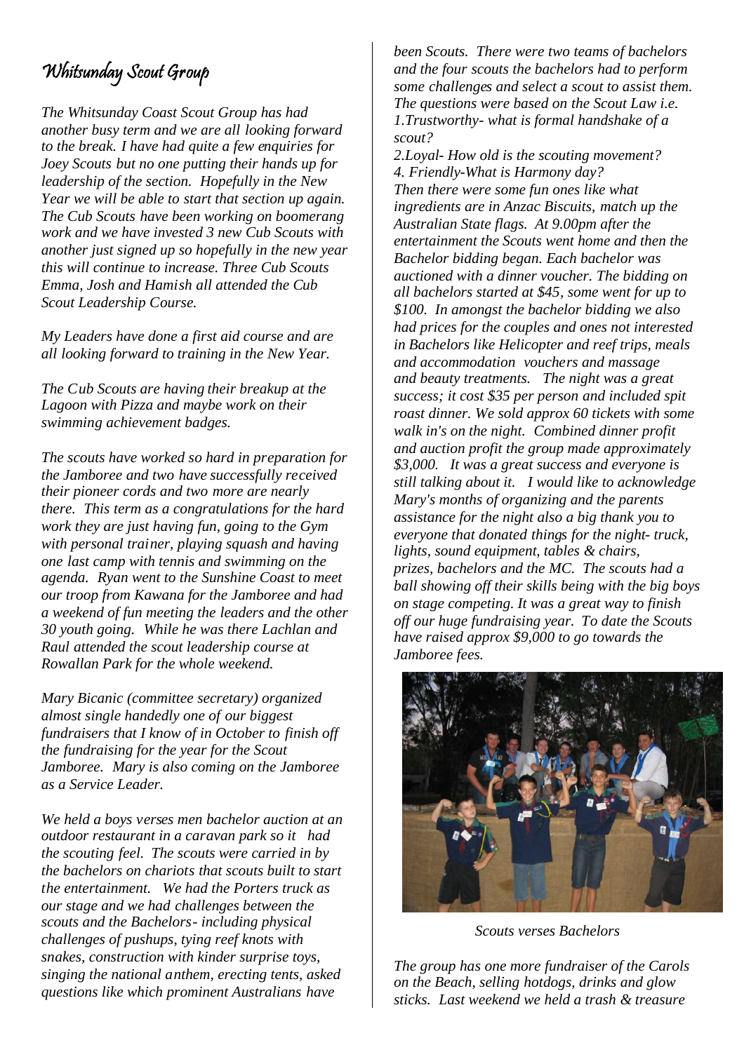# Whitsunday Scout Group

*The Whitsunday Coast Scout Group has had another busy term and we are all looking forward to the break. I have had quite a few enquiries for Joey Scouts but no one putting their hands up for leadership of the section. Hopefully in the New Year we will be able to start that section up again. The Cub Scouts have been working on boomerang work and we have invested 3 new Cub Scouts with another just signed up so hopefully in the new year this will continue to increase. Three Cub Scouts Emma, Josh and Hamish all attended the Cub Scout Leadership Course.*

*My Leaders have done a first aid course and are all looking forward to training in the New Year.*

*The Cub Scouts are having their breakup at the Lagoon with Pizza and maybe work on their swimming achievement badges.*

*The scouts have worked so hard in preparation for the Jamboree and two have successfully received their pioneer cords and two more are nearly there. This term as a congratulations for the hard work they are just having fun, going to the Gym with personal trainer, playing squash and having one last camp with tennis and swimming on the agenda. Ryan went to the Sunshine Coast to meet our troop from Kawana for the Jamboree and had a weekend of fun meeting the leaders and the other 30 youth going. While he was there Lachlan and Raul attended the scout leadership course at Rowallan Park for the whole weekend.*

*Mary Bicanic (committee secretary) organized almost single handedly one of our biggest fundraisers that I know of in October to finish off the fundraising for the year for the Scout Jamboree. Mary is also coming on the Jamboree as a Service Leader.*

*We held a boys verses men bachelor auction at an outdoor restaurant in a caravan park so it had the scouting feel. The scouts were carried in by the bachelors on chariots that scouts built to start the entertainment. We had the Porters truck as our stage and we had challenges between the scouts and the Bachelors- including physical challenges of pushups, tying reef knots with snakes, construction with kinder surprise toys, singing the national anthem, erecting tents, asked questions like which prominent Australians have been Scouts. There were two teams of bachelors and the four scouts the bachelors had to perform some challenges and select a scout to assist them. The questions were based on the Scout Law i.e. 1.Trustworthy- what is formal handshake of a scout?*
*2.Loyal- How old is the scouting movement?*
*4. Friendly-What is Harmony day?*
*Then there were some fun ones like what ingredients are in Anzac Biscuits, match up the Australian State flags. At 9.00pm after the entertainment the Scouts went home and then the Bachelor bidding began. Each bachelor was auctioned with a dinner voucher. The bidding on all bachelors started at $45, some went for up to $100. In amongst the bachelor bidding we also had prices for the couples and ones not interested in Bachelors like Helicopter and reef trips, meals and accommodation vouchers and massage and beauty treatments. The night was a great success; it cost $35 per person and included spit roast dinner. We sold approx 60 tickets with some walk in's on the night. Combined dinner profit and auction profit the group made approximately $3,000. It was a great success and everyone is still talking about it. I would like to acknowledge Mary's months of organizing and the parents assistance for the night also a big thank you to everyone that donated things for the night- truck, lights, sound equipment, tables & chairs, prizes, bachelors and the MC. The scouts had a ball showing off their skills being with the big boys on stage competing. It was a great way to finish off our huge fundraising year. To date the Scouts have raised approx $9,000 to go towards the Jamboree fees.*

*Scouts verses Bachelors*

*The group has one more fundraiser of the Carols on the Beach, selling hotdogs, drinks and glow sticks. Last weekend we held a trash & treasure*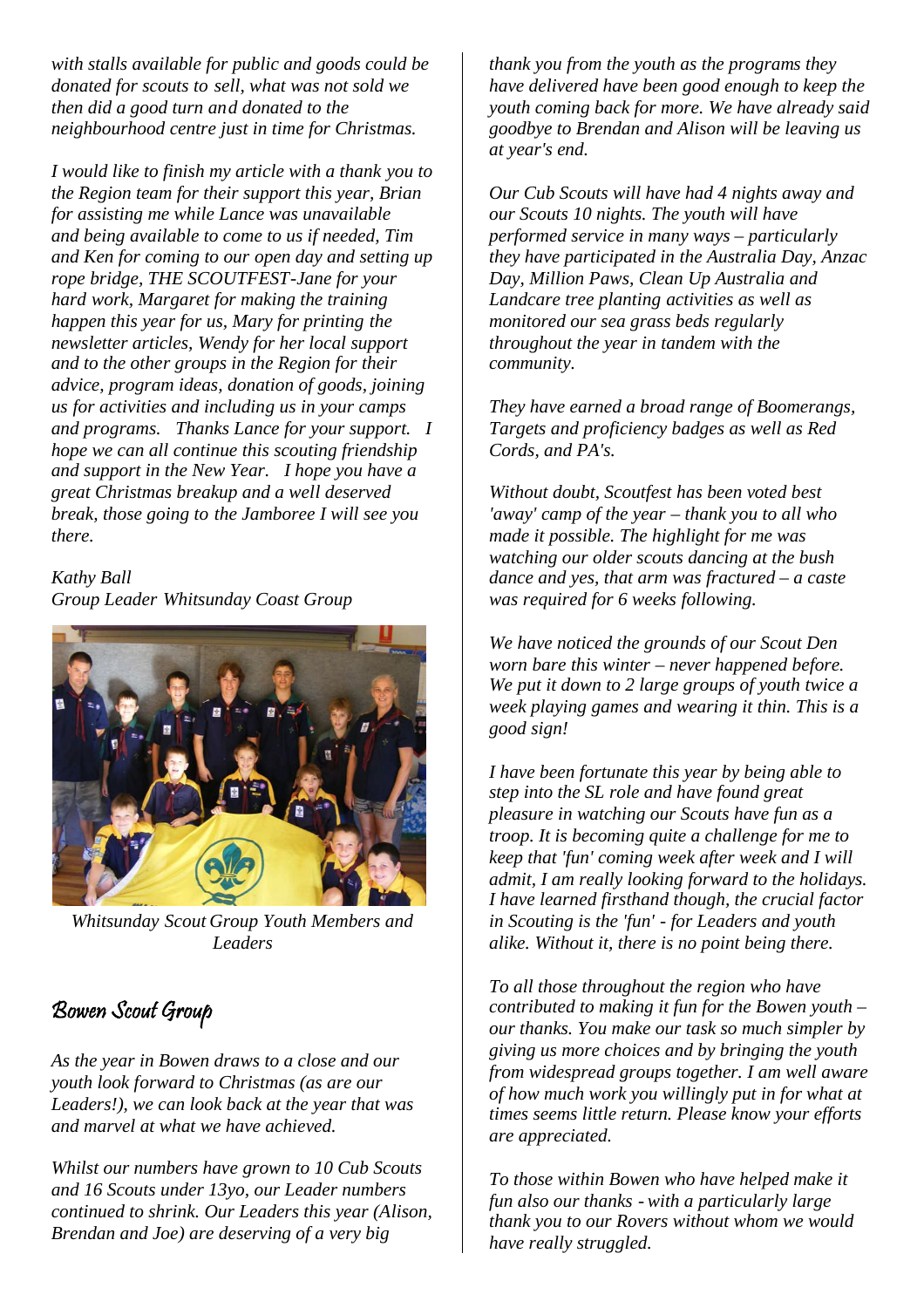*with stalls available for public and goods could be donated for scouts to sell, what was not sold we then did a good turn and donated to the neighbourhood centre just in time for Christmas.*

*I would like to finish my article with a thank you to the Region team for their support this year, Brian for assisting me while Lance was unavailable and being available to come to us if needed, Tim and Ken for coming to our open day and setting up rope bridge, THE SCOUTFEST-Jane for your hard work, Margaret for making the training happen this year for us, Mary for printing the newsletter articles, Wendy for her local support and to the other groups in the Region for their advice, program ideas, donation of goods, joining us for activities and including us in your camps and programs. Thanks Lance for your support. I hope we can all continue this scouting friendship and support in the New Year. I hope you have a great Christmas breakup and a well deserved break, those going to the Jamboree I will see you there.*

*Kathy Ball*
*Group Leader Whitsunday Coast Group*

*Whitsunday Scout Group Youth Members and Leaders*

## Bowen Scout Group

*As the year in Bowen draws to a close and our youth look forward to Christmas (as are our Leaders!), we can look back at the year that was and marvel at what we have achieved.*

*Whilst our numbers have grown to 10 Cub Scouts and 16 Scouts under 13yo, our Leader numbers continued to shrink. Our Leaders this year (Alison, Brendan and Joe) are deserving of a very big thank you from the youth as the programs they have delivered have been good enough to keep the youth coming back for more. We have already said goodbye to Brendan and Alison will be leaving us at year's end.*

*Our Cub Scouts will have had 4 nights away and our Scouts 10 nights. The youth will have performed service in many ways – particularly they have participated in the Australia Day, Anzac Day, Million Paws, Clean Up Australia and Landcare tree planting activities as well as monitored our sea grass beds regularly throughout the year in tandem with the community.*

*They have earned a broad range of Boomerangs, Targets and proficiency badges as well as Red Cords, and PA's.*

*Without doubt, Scoutfest has been voted best 'away' camp of the year – thank you to all who made it possible. The highlight for me was watching our older scouts dancing at the bush dance and yes, that arm was fractured – a caste was required for 6 weeks following.*

*We have noticed the grounds of our Scout Den worn bare this winter – never happened before. We put it down to 2 large groups of youth twice a week playing games and wearing it thin. This is a good sign!*

*I have been fortunate this year by being able to step into the SL role and have found great pleasure in watching our Scouts have fun as a troop. It is becoming quite a challenge for me to keep that 'fun' coming week after week and I will admit, I am really looking forward to the holidays. I have learned firsthand though, the crucial factor in Scouting is the 'fun' - for Leaders and youth alike. Without it, there is no point being there.*

*To all those throughout the region who have contributed to making it fun for the Bowen youth – our thanks. You make our task so much simpler by giving us more choices and by bringing the youth from widespread groups together. I am well aware of how much work you willingly put in for what at times seems little return. Please know your efforts are appreciated.*

*To those within Bowen who have helped make it fun also our thanks - with a particularly large thank you to our Rovers without whom we would have really struggled.*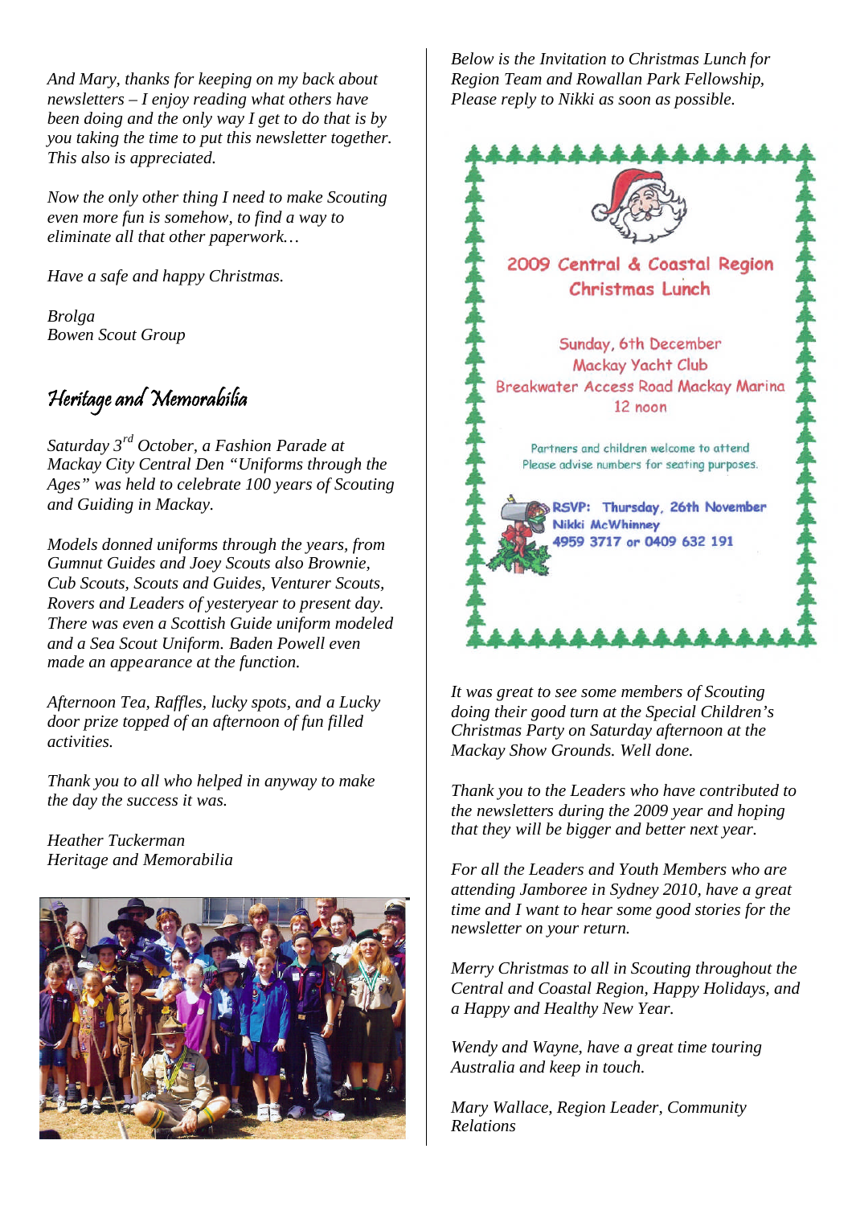*And Mary, thanks for keeping on my back about newsletters – I enjoy reading what others have been doing and the only way I get to do that is by you taking the time to put this newsletter together. This also is appreciated.*

*Now the only other thing I need to make Scouting even more fun is somehow, to find a way to eliminate all that other paperwork…*

*Have a safe and happy Christmas.*

*Brolga*
*Bowen Scout Group*

## Heritage and Memorabilia

*Saturday 3rd October, a Fashion Parade at Mackay City Central Den "Uniforms through the Ages" was held to celebrate 100 years of Scouting and Guiding in Mackay.*

*Models donned uniforms through the years, from Gumnut Guides and Joey Scouts also Brownie, Cub Scouts, Scouts and Guides, Venturer Scouts, Rovers and Leaders of yesteryear to present day. There was even a Scottish Guide uniform modeled and a Sea Scout Uniform. Baden Powell even made an appearance at the function.*

*Afternoon Tea, Raffles, lucky spots, and a Lucky door prize topped of an afternoon of fun filled activities.*

*Thank you to all who helped in anyway to make the day the success it was.*

*Heather Tuckerman*
*Heritage and Memorabilia*

*Below is the Invitation to Christmas Lunch for Region Team and Rowallan Park Fellowship, Please reply to Nikki as soon as possible.*

**2009 Central & Coastal Region Christmas Lunch**

Sunday, 6th December
Mackay Yacht Club
Breakwater Access Road Mackay Marina
12 noon

Partners and children welcome to attend
Please advise numbers for seating purposes.

**RSVP: Thursday, 26th November**
**Nikki McWhinney**
**4959 3717 or 0409 632 191**

*It was great to see some members of Scouting doing their good turn at the Special Children's Christmas Party on Saturday afternoon at the Mackay Show Grounds. Well done.*

*Thank you to the Leaders who have contributed to the newsletters during the 2009 year and hoping that they will be bigger and better next year.*

*For all the Leaders and Youth Members who are attending Jamboree in Sydney 2010, have a great time and I want to hear some good stories for the newsletter on your return.*

*Merry Christmas to all in Scouting throughout the Central and Coastal Region, Happy Holidays, and a Happy and Healthy New Year.*

*Wendy and Wayne, have a great time touring Australia and keep in touch.*

*Mary Wallace, Region Leader, Community Relations*